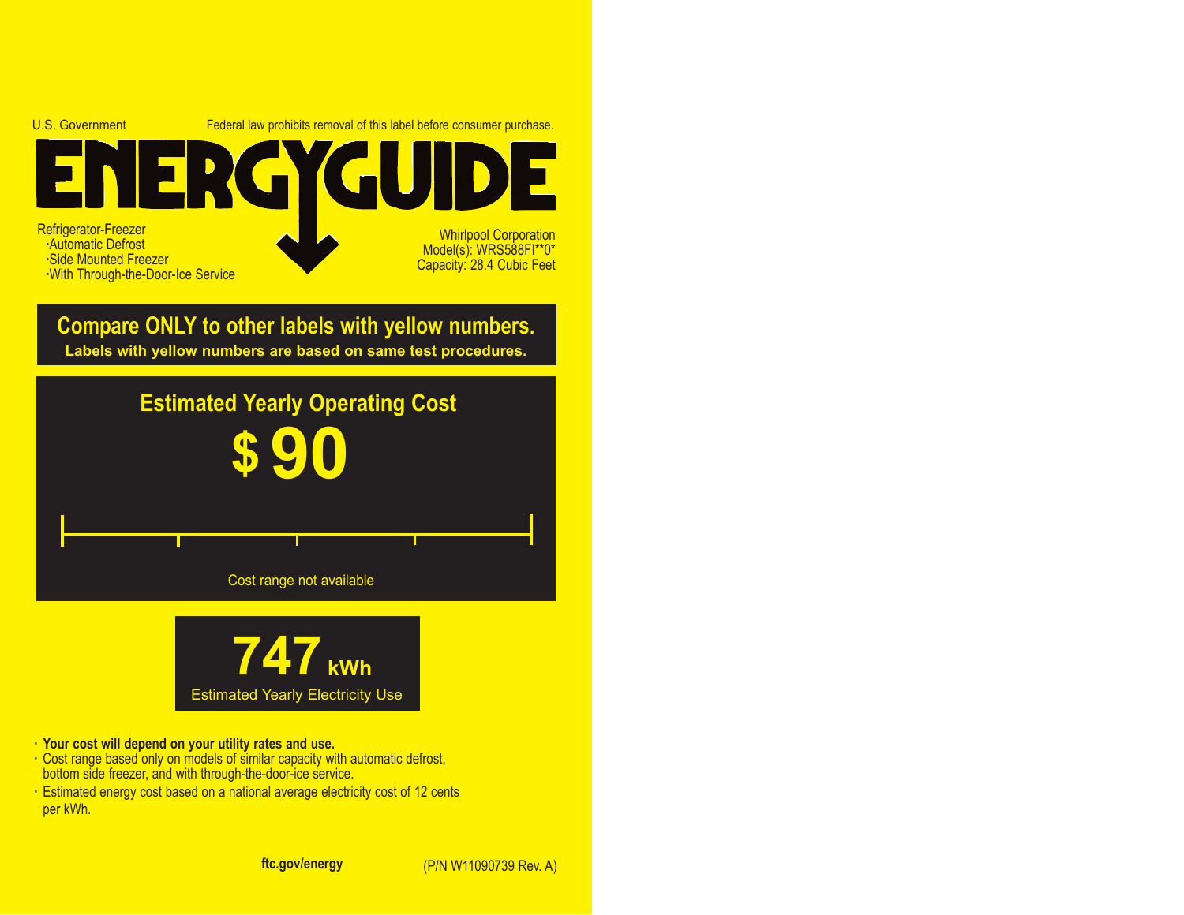U.S. Government

Federal law prohibits removal of this label before consumer purchase.

# ENERGYGUIDE

Refrigerator-Freezer
- Automatic Defrost
- Side Mounted Freezer
- With Through-the-Door-Ice Service

Whirlpool Corporation
Model(s): WRS588FI**0*
Capacity: 28.4 Cubic Feet

**Compare ONLY to other labels with yellow numbers.**
**Labels with yellow numbers are based on same test procedures.**

## Estimated Yearly Operating Cost

# $ 90

Cost range not available

# 747 kWh

Estimated Yearly Electricity Use

- **Your cost will depend on your utility rates and use.**
- Cost range based only on models of similar capacity with automatic defrost, bottom side freezer, and with through-the-door-ice service.
- Estimated energy cost based on a national average electricity cost of 12 cents per kWh.

**ftc.gov/energy**

(P/N W11090739 Rev. A)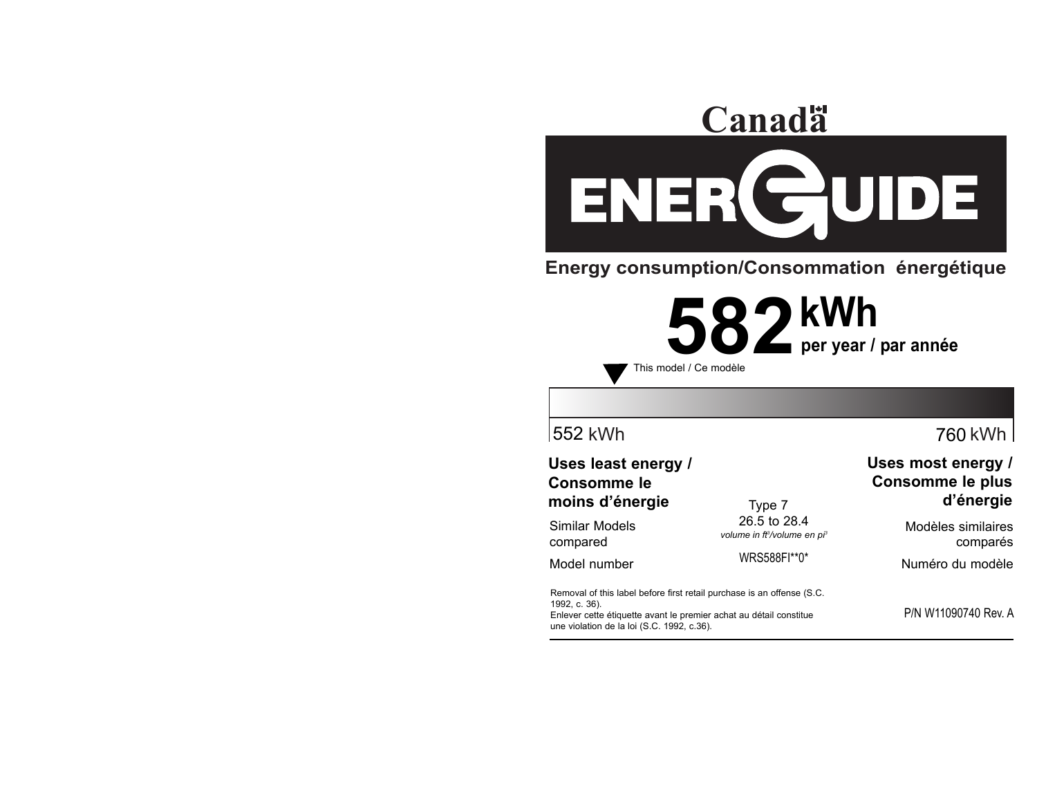Canada

# ENERGUIDE

**Energy consumption/Consommation énergétique**

**582 kWh per year / par année**

This model / Ce modèle

552 kWh

760 kWh

**Uses least energy / Consomme le moins d'énergie**

**Uses most energy / Consomme le plus d'énergie**

| | | |
|---|---|---|
| Similar Models compared | Type 7<br>26.5 to 28.4<br>*volume in $ft^3$/volume en $pi^3$* | Modèles similaires comparés |
| Model number | WRS588FI**0* | Numéro du modèle |

Removal of this label before first retail purchase is an offense (S.C. 1992, c. 36).
Enlever cette étiquette avant le premier achat au détail constitue une violation de la loi (S.C. 1992, c.36).

P/N W11090740 Rev. A